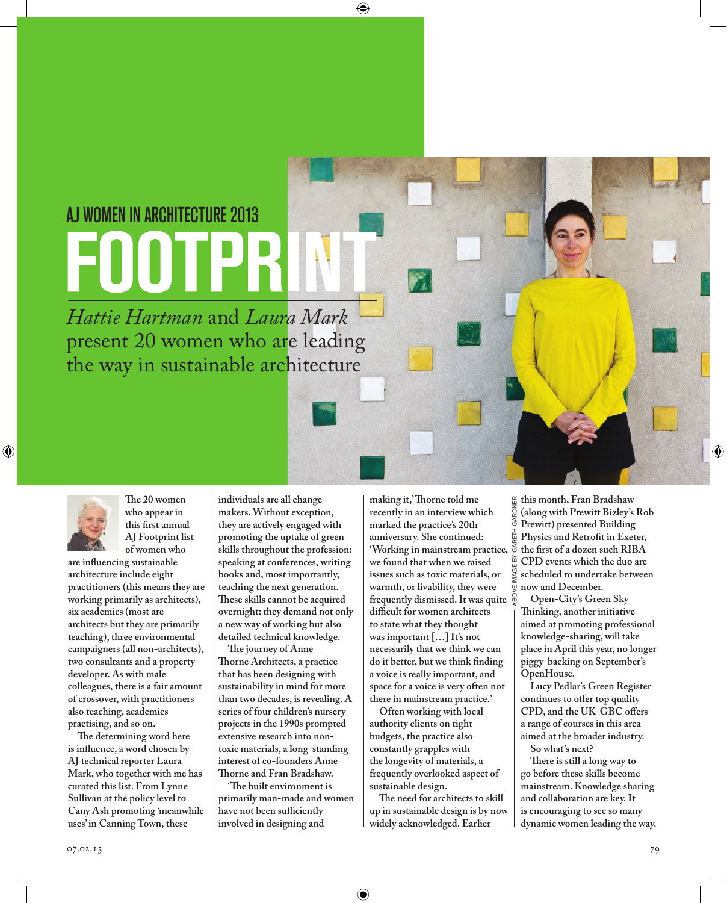AJ WOMEN IN ARCHITECTURE 2013

# FOOTPRINT

*Hattie Hartman* and *Laura Mark* present 20 women who are leading the way in sustainable architecture

The 20 women who appear in this first annual AJ Footprint list of women who are influencing sustainable architecture include eight practitioners (this means they are working primarily as architects), six academics (most are architects but they are primarily teaching), three environmental campaigners (all non-architects), two consultants and a property developer. As with male colleagues, there is a fair amount of crossover, with practitioners also teaching, academics practising, and so on.

The determining word here is influence, a word chosen by AJ technical reporter Laura Mark, who together with me has curated this list. From Lynne Sullivan at the policy level to Cany Ash promoting 'meanwhile uses' in Canning Town, these individuals are all change-makers. Without exception, they are actively engaged with promoting the uptake of green skills throughout the profession: speaking at conferences, writing books and, most importantly, teaching the next generation. These skills cannot be acquired overnight: they demand not only a new way of working but also detailed technical knowledge.

The journey of Anne Thorne Architects, a practice that has been designing with sustainability in mind for more than two decades, is revealing. A series of four children's nursery projects in the 1990s prompted extensive research into non-toxic materials, a long-standing interest of co-founders Anne Thorne and Fran Bradshaw.

'The built environment is primarily man-made and women have not been sufficiently involved in designing and making it,' Thorne told me recently in an interview which marked the practice's 20th anniversary. She continued: 'Working in mainstream practice, we found that when we raised issues such as toxic materials, or warmth, or livability, they were frequently dismissed. It was quite difficult for women architects to state what they thought was important […] It's not necessarily that we think we can do it better, but we think finding a voice is really important, and space for a voice is very often not there in mainstream practice.'

Often working with local authority clients on tight budgets, the practice also constantly grapples with the longevity of materials, a frequently overlooked aspect of sustainable design.

The need for architects to skill up in sustainable design is by now widely acknowledged. Earlier this month, Fran Bradshaw (along with Prewitt Bizley's Rob Prewitt) presented Building Physics and Retrofit in Exeter, the first of a dozen such RIBA CPD events which the duo are scheduled to undertake between now and December.

Open-City's Green Sky Thinking, another initiative aimed at promoting professional knowledge-sharing, will take place in April this year, no longer piggy-backing on September's OpenHouse.

Lucy Pedlar's Green Register continues to offer top quality CPD, and the UK-GBC offers a range of courses in this area aimed at the broader industry.

So what's next?

There is still a long way to go before these skills become mainstream. Knowledge sharing and collaboration are key. It is encouraging to see so many dynamic women leading the way.

ABOVE IMAGE BY GARETH GARDNER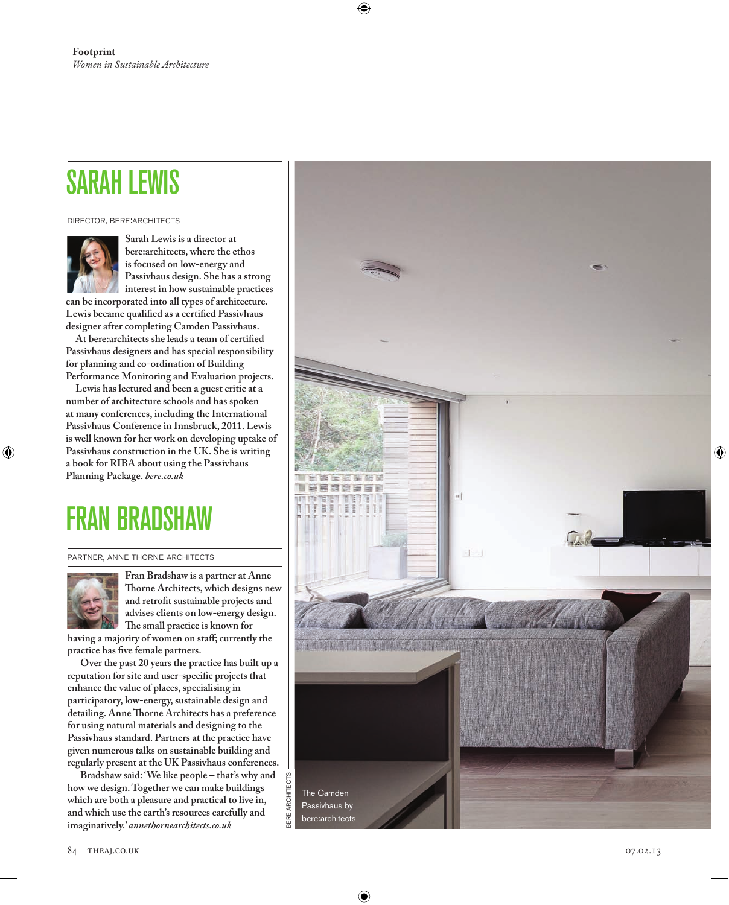## SARAH LEWIS

DIRECTOR, BERE:ARCHITECTS

Sarah Lewis is a director at bere:architects, where the ethos is focused on low-energy and Passivhaus design. She has a strong interest in how sustainable practices can be incorporated into all types of architecture. Lewis became qualified as a certified Passivhaus designer after completing Camden Passivhaus.

At bere:architects she leads a team of certified Passivhaus designers and has special responsibility for planning and co-ordination of Building Performance Monitoring and Evaluation projects.

Lewis has lectured and been a guest critic at a number of architecture schools and has spoken at many conferences, including the International Passivhaus Conference in Innsbruck, 2011. Lewis is well known for her work on developing uptake of Passivhaus construction in the UK. She is writing a book for RIBA about using the Passivhaus Planning Package. *bere.co.uk*

## FRAN BRADSHAW

PARTNER, ANNE THORNE ARCHITECTS

Fran Bradshaw is a partner at Anne Thorne Architects, which designs new and retrofit sustainable projects and advises clients on low-energy design. The small practice is known for having a majority of women on staff; currently the practice has five female partners.

Over the past 20 years the practice has built up a reputation for site and user-specific projects that enhance the value of places, specialising in participatory, low-energy, sustainable design and detailing. Anne Thorne Architects has a preference for using natural materials and designing to the Passivhaus standard. Partners at the practice have given numerous talks on sustainable building and regularly present at the UK Passivhaus conferences.

Bradshaw said: 'We like people – that's why and how we design. Together we can make buildings which are both a pleasure and practical to live in, and which use the earth's resources carefully and imaginatively.' *annethornearchitects.co.uk*

BERE:ARCHITECTS

The Camden Passivhaus by bere:architects